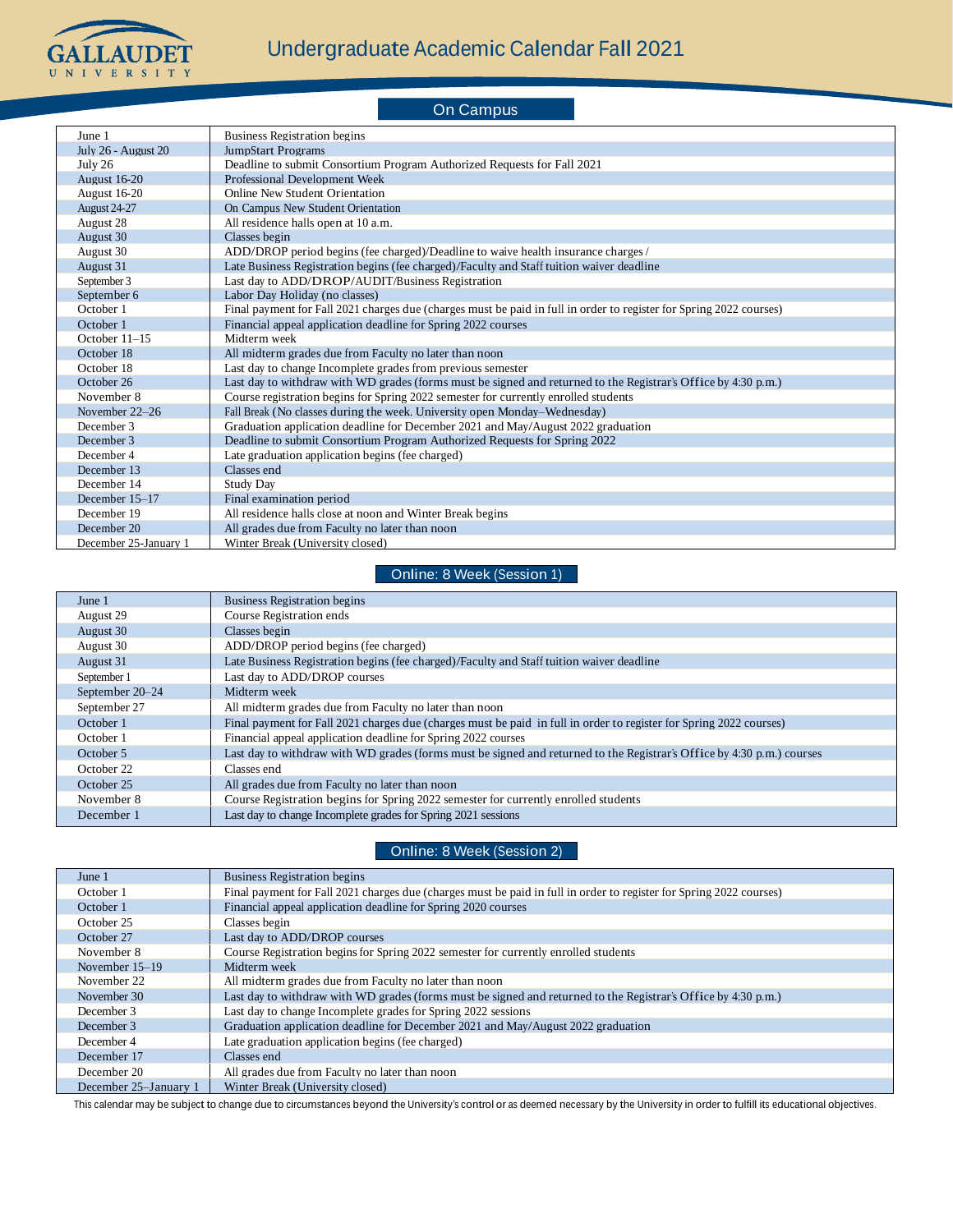# Gallaudet University

## Undergraduate Academic Calendar Fall 2021

### On Campus

| Date | Event |
|---|---|
| June 1 | Business Registration begins |
| July 26 - August 20 | JumpStart Programs |
| July 26 | Deadline to submit Consortium Program Authorized Requests for Fall 2021 |
| August 16-20 | Professional Development Week |
| August 16-20 | Online New Student Orientation |
| August 24-27 | On Campus New Student Orientation |
| August 28 | All residence halls open at 10 a.m. |
| August 30 | Classes begin |
| August 30 | ADD/DROP period begins (fee charged)/Deadline to waive health insurance charges / |
| August 31 | Late Business Registration begins (fee charged)/Faculty and Staff tuition waiver deadline |
| September 3 | Last day to ADD/DROP/AUDIT/Business Registration |
| September 6 | Labor Day Holiday (no classes) |
| October 1 | Final payment for Fall 2021 charges due (charges must be paid in full in order to register for Spring 2022 courses) |
| October 1 | Financial appeal application deadline for Spring 2022 courses |
| October 11–15 | Midterm week |
| October 18 | All midterm grades due from Faculty no later than noon |
| October 18 | Last day to change Incomplete grades from previous semester |
| October 26 | Last day to withdraw with WD grades (forms must be signed and returned to the Registrar's Office by 4:30 p.m.) |
| November 8 | Course registration begins for Spring 2022 semester for currently enrolled students |
| November 22–26 | Fall Break (No classes during the week. University open Monday–Wednesday) |
| December 3 | Graduation application deadline for December 2021 and May/August 2022 graduation |
| December 3 | Deadline to submit Consortium Program Authorized Requests for Spring 2022 |
| December 4 | Late graduation application begins (fee charged) |
| December 13 | Classes end |
| December 14 | Study Day |
| December 15–17 | Final examination period |
| December 19 | All residence halls close at noon and Winter Break begins |
| December 20 | All grades due from Faculty no later than noon |
| December 25-January 1 | Winter Break (University closed) |

### Online: 8 Week (Session 1)

| Date | Event |
|---|---|
| June 1 | Business Registration begins |
| August 29 | Course Registration ends |
| August 30 | Classes begin |
| August 30 | ADD/DROP period begins (fee charged) |
| August 31 | Late Business Registration begins (fee charged)/Faculty and Staff tuition waiver deadline |
| September 1 | Last day to ADD/DROP courses |
| September 20–24 | Midterm week |
| September 27 | All midterm grades due from Faculty no later than noon |
| October 1 | Final payment for Fall 2021 charges due (charges must be paid in full in order to register for Spring 2022 courses) |
| October 1 | Financial appeal application deadline for Spring 2022 courses |
| October 5 | Last day to withdraw with WD grades (forms must be signed and returned to the Registrar's Office by 4:30 p.m.) courses |
| October 22 | Classes end |
| October 25 | All grades due from Faculty no later than noon |
| November 8 | Course Registration begins for Spring 2022 semester for currently enrolled students |
| December 1 | Last day to change Incomplete grades for Spring 2021 sessions |

### Online: 8 Week (Session 2)

| Date | Event |
|---|---|
| June 1 | Business Registration begins |
| October 1 | Final payment for Fall 2021 charges due (charges must be paid in full in order to register for Spring 2022 courses) |
| October 1 | Financial appeal application deadline for Spring 2020 courses |
| October 25 | Classes begin |
| October 27 | Last day to ADD/DROP courses |
| November 8 | Course Registration begins for Spring 2022 semester for currently enrolled students |
| November 15–19 | Midterm week |
| November 22 | All midterm grades due from Faculty no later than noon |
| November 30 | Last day to withdraw with WD grades (forms must be signed and returned to the Registrar's Office by 4:30 p.m.) |
| December 3 | Last day to change Incomplete grades for Spring 2022 sessions |
| December 3 | Graduation application deadline for December 2021 and May/August 2022 graduation |
| December 4 | Late graduation application begins (fee charged) |
| December 17 | Classes end |
| December 20 | All grades due from Faculty no later than noon |
| December 25–January 1 | Winter Break (University closed) |

This calendar may be subject to change due to circumstances beyond the University's control or as deemed necessary by the University in order to fulfill its educational objectives.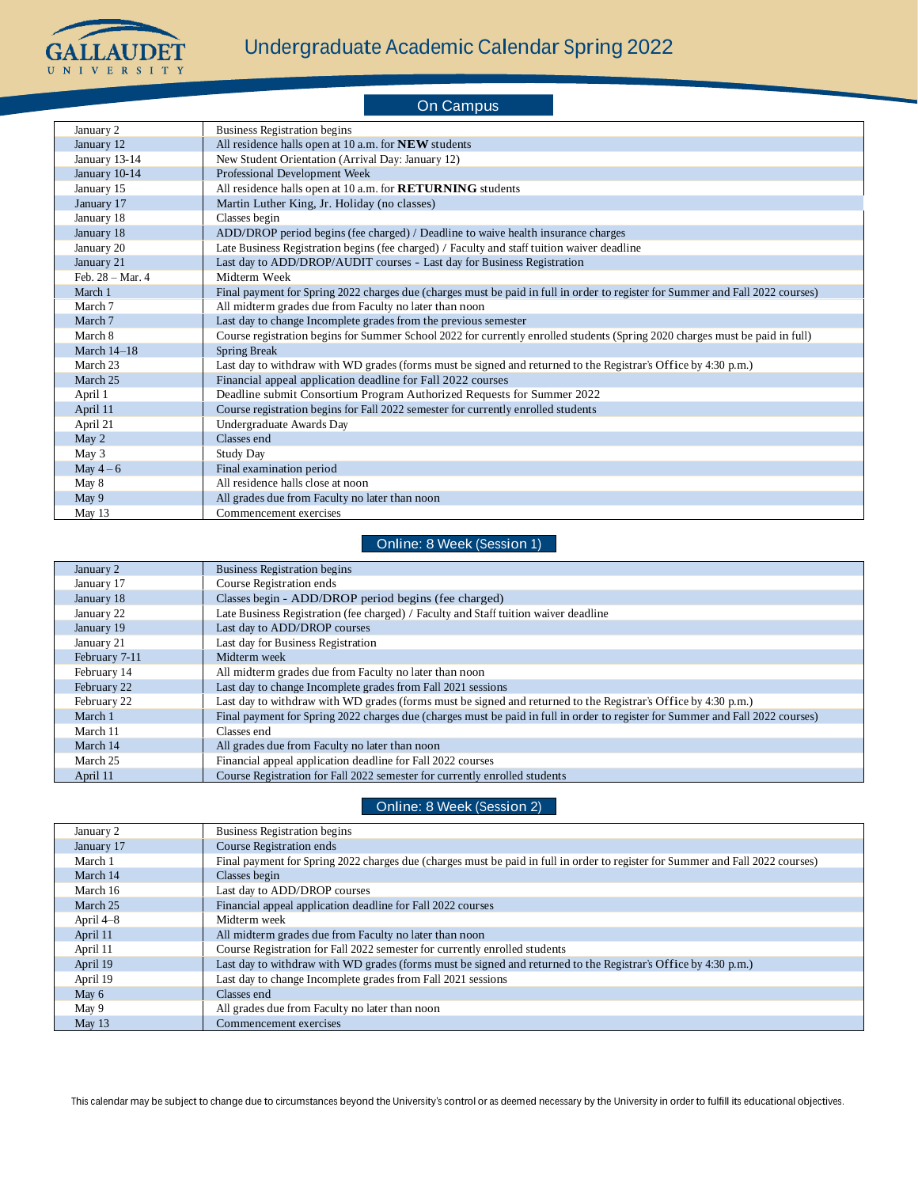# Undergraduate Academic Calendar Spring 2022

## On Campus

| | |
|---|---|
| January 2 | Business Registration begins |
| January 12 | All residence halls open at 10 a.m. for **NEW** students |
| January 13-14 | New Student Orientation (Arrival Day: January 12) |
| January 10-14 | Professional Development Week |
| January 15 | All residence halls open at 10 a.m. for **RETURNING** students |
| January 17 | Martin Luther King, Jr. Holiday (no classes) |
| January 18 | Classes begin |
| January 18 | ADD/DROP period begins (fee charged) / Deadline to waive health insurance charges |
| January 20 | Late Business Registration begins (fee charged) / Faculty and staff tuition waiver deadline |
| January 21 | Last day to ADD/DROP/AUDIT courses - Last day for Business Registration |
| Feb. 28 – Mar. 4 | Midterm Week |
| March 1 | Final payment for Spring 2022 charges due (charges must be paid in full in order to register for Summer and Fall 2022 courses) |
| March 7 | All midterm grades due from Faculty no later than noon |
| March 7 | Last day to change Incomplete grades from the previous semester |
| March 8 | Course registration begins for Summer School 2022 for currently enrolled students (Spring 2020 charges must be paid in full) |
| March 14–18 | Spring Break |
| March 23 | Last day to withdraw with WD grades (forms must be signed and returned to the Registrar's Office by 4:30 p.m.) |
| March 25 | Financial appeal application deadline for Fall 2022 courses |
| April 1 | Deadline submit Consortium Program Authorized Requests for Summer 2022 |
| April 11 | Course registration begins for Fall 2022 semester for currently enrolled students |
| April 21 | Undergraduate Awards Day |
| May 2 | Classes end |
| May 3 | Study Day |
| May 4 – 6 | Final examination period |
| May 8 | All residence halls close at noon |
| May 9 | All grades due from Faculty no later than noon |
| May 13 | Commencement exercises |

## Online: 8 Week (Session 1)

| | |
|---|---|
| January 2 | Business Registration begins |
| January 17 | Course Registration ends |
| January 18 | Classes begin - ADD/DROP period begins (fee charged) |
| January 22 | Late Business Registration (fee charged) / Faculty and Staff tuition waiver deadline |
| January 19 | Last day to ADD/DROP courses |
| January 21 | Last day for Business Registration |
| February 7-11 | Midterm week |
| February 14 | All midterm grades due from Faculty no later than noon |
| February 22 | Last day to change Incomplete grades from Fall 2021 sessions |
| February 22 | Last day to withdraw with WD grades (forms must be signed and returned to the Registrar's Office by 4:30 p.m.) |
| March 1 | Final payment for Spring 2022 charges due (charges must be paid in full in order to register for Summer and Fall 2022 courses) |
| March 11 | Classes end |
| March 14 | All grades due from Faculty no later than noon |
| March 25 | Financial appeal application deadline for Fall 2022 courses |
| April 11 | Course Registration for Fall 2022 semester for currently enrolled students |

## Online: 8 Week (Session 2)

| | |
|---|---|
| January 2 | Business Registration begins |
| January 17 | Course Registration ends |
| March 1 | Final payment for Spring 2022 charges due (charges must be paid in full in order to register for Summer and Fall 2022 courses) |
| March 14 | Classes begin |
| March 16 | Last day to ADD/DROP courses |
| March 25 | Financial appeal application deadline for Fall 2022 courses |
| April 4–8 | Midterm week |
| April 11 | All midterm grades due from Faculty no later than noon |
| April 11 | Course Registration for Fall 2022 semester for currently enrolled students |
| April 19 | Last day to withdraw with WD grades (forms must be signed and returned to the Registrar's Office by 4:30 p.m.) |
| April 19 | Last day to change Incomplete grades from Fall 2021 sessions |
| May 6 | Classes end |
| May 9 | All grades due from Faculty no later than noon |
| May 13 | Commencement exercises |

This calendar may be subject to change due to circumstances beyond the University's control or as deemed necessary by the University in order to fulfill its educational objectives.